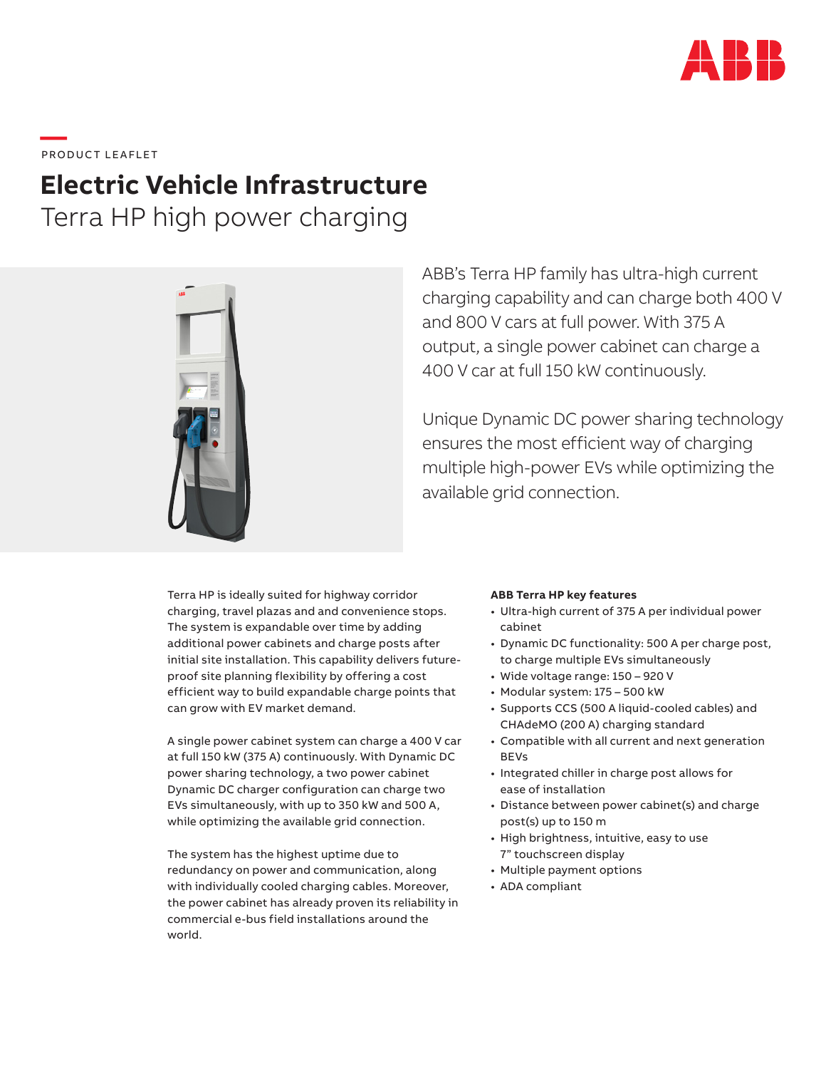PRODUCT LEAFLET

# Electric Vehicle Infrastructure

## Terra HP high power charging

ABB's Terra HP family has ultra-high current charging capability and can charge both 400 V and 800 V cars at full power. With 375 A output, a single power cabinet can charge a 400 V car at full 150 kW continuously.

Unique Dynamic DC power sharing technology ensures the most efficient way of charging multiple high-power EVs while optimizing the available grid connection.

Terra HP is ideally suited for highway corridor charging, travel plazas and and convenience stops. The system is expandable over time by adding additional power cabinets and charge posts after initial site installation. This capability delivers future-proof site planning flexibility by offering a cost efficient way to build expandable charge points that can grow with EV market demand.

A single power cabinet system can charge a 400 V car at full 150 kW (375 A) continuously. With Dynamic DC power sharing technology, a two power cabinet Dynamic DC charger configuration can charge two EVs simultaneously, with up to 350 kW and 500 A, while optimizing the available grid connection.

The system has the highest uptime due to redundancy on power and communication, along with individually cooled charging cables. Moreover, the power cabinet has already proven its reliability in commercial e-bus field installations around the world.

**ABB Terra HP key features**

- Ultra-high current of 375 A per individual power cabinet
- Dynamic DC functionality: 500 A per charge post, to charge multiple EVs simultaneously
- Wide voltage range: 150 – 920 V
- Modular system: 175 – 500 kW
- Supports CCS (500 A liquid-cooled cables) and CHAdeMO (200 A) charging standard
- Compatible with all current and next generation BEVs
- Integrated chiller in charge post allows for ease of installation
- Distance between power cabinet(s) and charge post(s) up to 150 m
- High brightness, intuitive, easy to use 7" touchscreen display
- Multiple payment options
- ADA compliant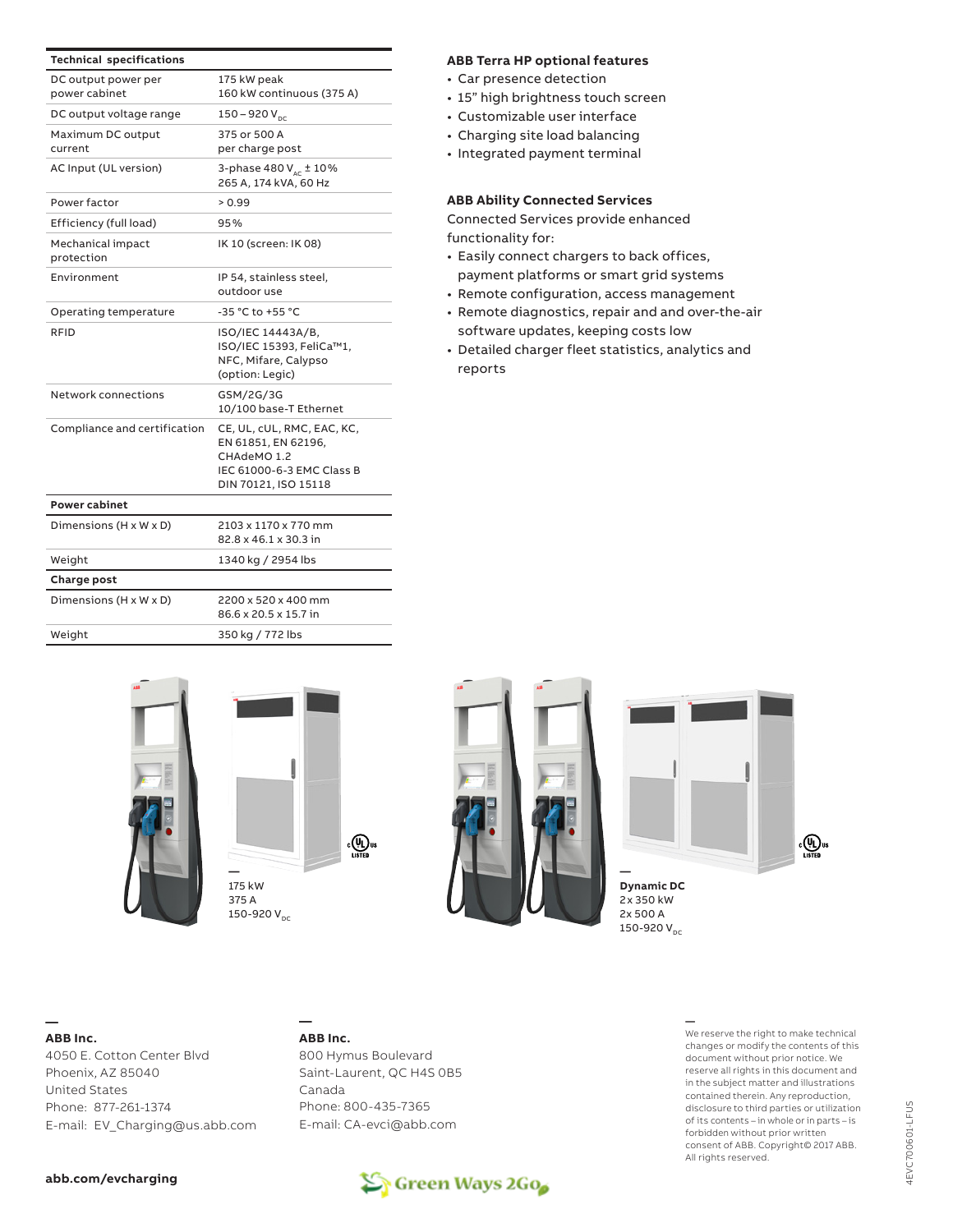| Technical specifications | |
| --- | --- |
| DC output power per power cabinet | 175 kW peak<br>160 kW continuous (375 A) |
| DC output voltage range | 150 – 920 $V_{DC}$ |
| Maximum DC output current | 375 or 500 A<br>per charge post |
| AC Input (UL version) | 3-phase 480 $V_{AC}$ ± 10%<br>265 A, 174 kVA, 60 Hz |
| Power factor | > 0.99 |
| Efficiency (full load) | 95% |
| Mechanical impact protection | IK 10 (screen: IK 08) |
| Environment | IP 54, stainless steel, outdoor use |
| Operating temperature | -35 °C to +55 °C |
| RFID | ISO/IEC 14443A/B,<br>ISO/IEC 15393, FeliCa™1,<br>NFC, Mifare, Calypso<br>(option: Legic) |
| Network connections | GSM/2G/3G<br>10/100 base-T Ethernet |
| Compliance and certification | CE, UL, cUL, RMC, EAC, KC,<br>EN 61851, EN 62196,<br>CHAdeMO 1.2<br>IEC 61000-6-3 EMC Class B<br>DIN 70121, ISO 15118 |
| **Power cabinet** | |
| Dimensions (H x W x D) | 2103 x 1170 x 770 mm<br>82.8 x 46.1 x 30.3 in |
| Weight | 1340 kg / 2954 lbs |
| **Charge post** | |
| Dimensions (H x W x D) | 2200 x 520 x 400 mm<br>86.6 x 20.5 x 15.7 in |
| Weight | 350 kg / 772 lbs |

### ABB Terra HP optional features

- Car presence detection
- 15" high brightness touch screen
- Customizable user interface
- Charging site load balancing
- Integrated payment terminal

### ABB Ability Connected Services

Connected Services provide enhanced functionality for:

- Easily connect chargers to back offices, payment platforms or smart grid systems
- Remote configuration, access management
- Remote diagnostics, repair and and over-the-air software updates, keeping costs low
- Detailed charger fleet statistics, analytics and reports

175 kW
375 A
150-920 $V_{DC}$

**Dynamic DC**
2x 350 kW
2x 500 A
150-920 $V_{DC}$

**ABB Inc.**
4050 E. Cotton Center Blvd
Phoenix, AZ 85040
United States
Phone: 877-261-1374
E-mail: EV_Charging@us.abb.com

**ABB Inc.**
800 Hymus Boulevard
Saint-Laurent, QC H4S 0B5
Canada
Phone: 800-435-7365
E-mail: CA-evci@abb.com

We reserve the right to make technical changes or modify the contents of this document without prior notice. We reserve all rights in this document and in the subject matter and illustrations contained therein. Any reproduction, disclosure to third parties or utilization of its contents – in whole or in parts – is forbidden without prior written consent of ABB. Copyright© 2017 ABB. All rights reserved.

**abb.com/evcharging**

Green Ways 2Go

4EVC700601-LFUS